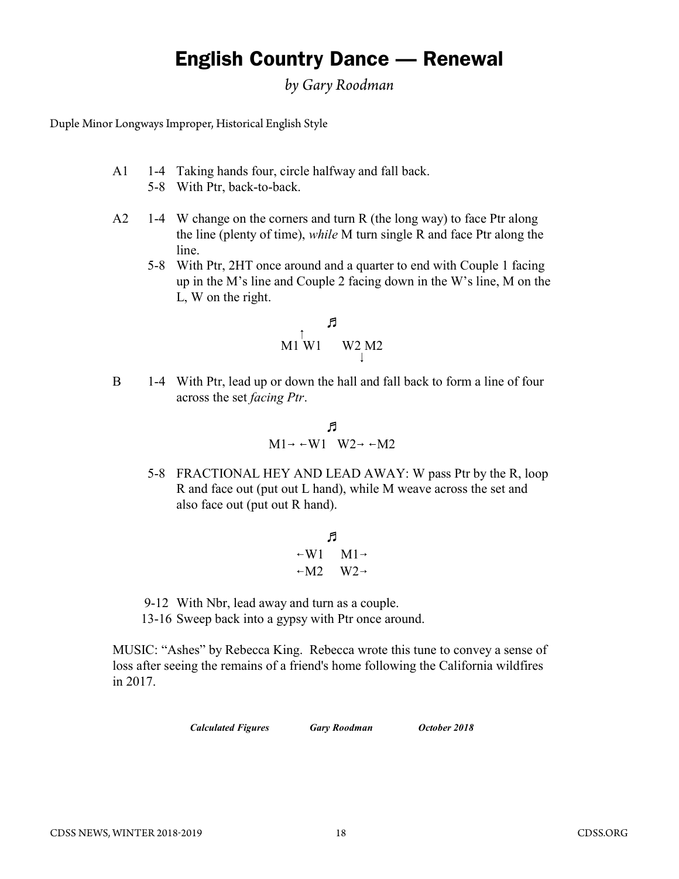# English Country Dance — Renewal

*by Gary Roodman*

Duple Minor Longways Improper, Historical English Style

A1 1-4 Taking hands four, circle halfway and fall back.
5-8 With Ptr, back-to-back.

A2 1-4 W change on the corners and turn R (the long way) to face Ptr along the line (plenty of time), *while* M turn single R and face Ptr along the line.
5-8 With Ptr, 2HT once around and a quarter to end with Couple 1 facing up in the M's line and Couple 2 facing down in the W's line, M on the L, W on the right.

```
        ♬
    ↑
   M1 W1    W2 M2
               ↓
```

B 1-4 With Ptr, lead up or down the hall and fall back to form a line of four across the set *facing Ptr*.

```
        ♬
M1→ ←W1   W2→ ←M2
```

5-8 FRACTIONAL HEY AND LEAD AWAY: W pass Ptr by the R, loop R and face out (put out L hand), while M weave across the set and also face out (put out R hand).

```
      ♬
  ←W1   M1→
  ←M2   W2→
```

9-12 With Nbr, lead away and turn as a couple.
13-16 Sweep back into a gypsy with Ptr once around.

MUSIC: "Ashes" by Rebecca King. Rebecca wrote this tune to convey a sense of loss after seeing the remains of a friend's home following the California wildfires in 2017.

***Calculated Figures*** ***Gary Roodman*** ***October 2018***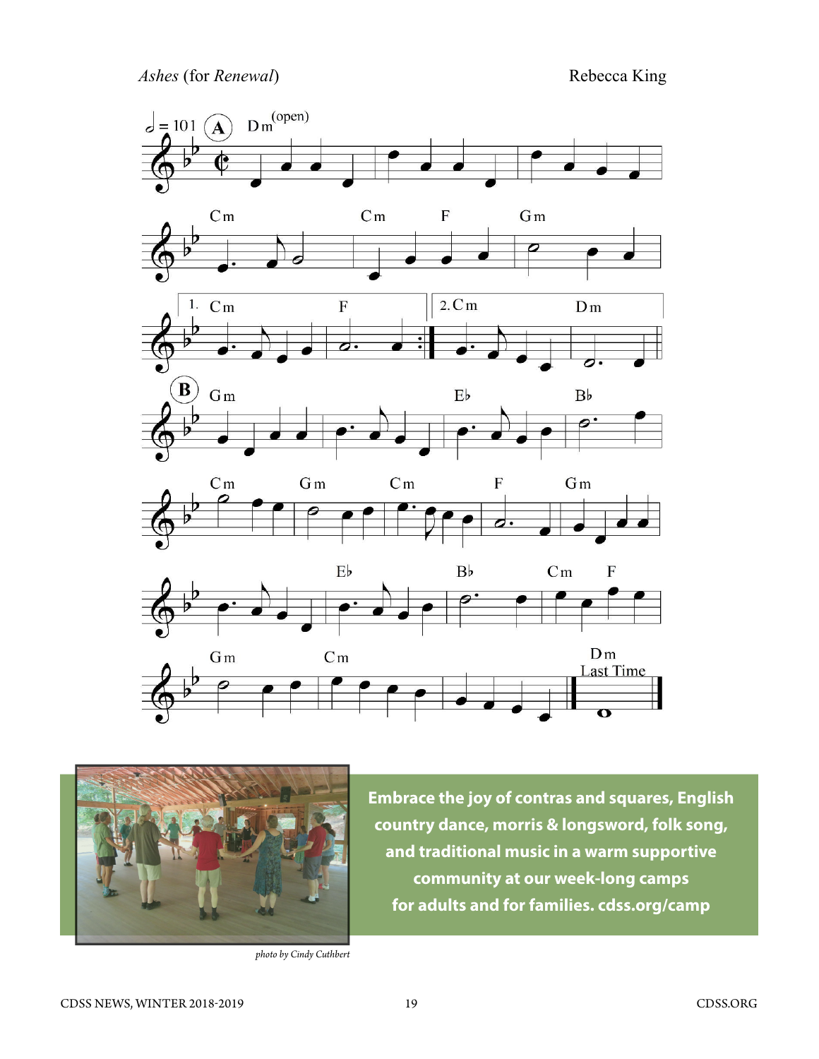*Ashes* (for *Renewal*)

Rebecca King

Embrace the joy of contras and squares, English country dance, morris & longsword, folk song, and traditional music in a warm supportive community at our week-long camps for adults and for families. cdss.org/camp

*photo by Cindy Cuthbert*